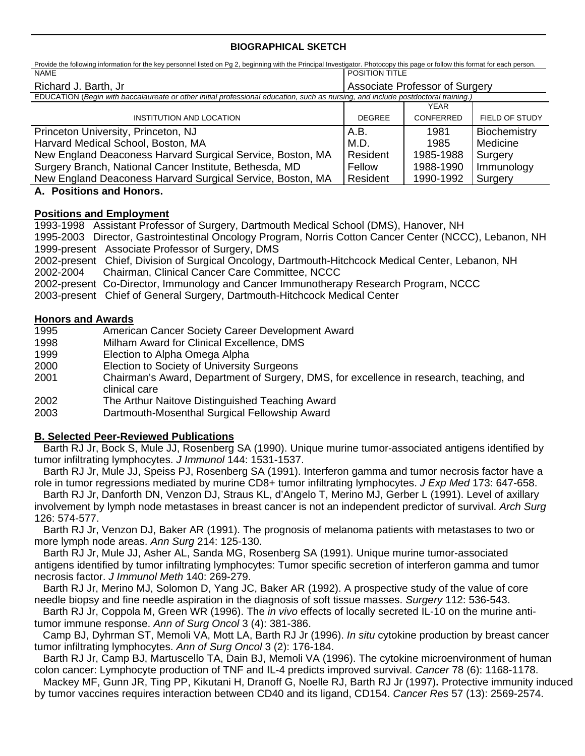**BIOGRAPHICAL SKETCH**

Provide the following information for the key personnel listed on Pg 2, beginning with the Principal Investigator. Photocopy this page or follow this format for each person.

| NAME | POSITION TITLE |
|---|---|
| Richard J. Barth, Jr | Associate Professor of Surgery |

EDUCATION (*Begin with baccalaureate or other initial professional education, such as nursing, and include postdoctoral training.*)

| INSTITUTION AND LOCATION | DEGREE | YEAR CONFERRED | FIELD OF STUDY |
|---|---|---|---|
| Princeton University, Princeton, NJ | A.B. | 1981 | Biochemistry |
| Harvard Medical School, Boston, MA | M.D. | 1985 | Medicine |
| New England Deaconess Harvard Surgical Service, Boston, MA | Resident | 1985-1988 | Surgery |
| Surgery Branch, National Cancer Institute, Bethesda, MD | Fellow | 1988-1990 | Immunology |
| New England Deaconess Harvard Surgical Service, Boston, MA | Resident | 1990-1992 | Surgery |

## A. Positions and Honors.

### Positions and Employment

1993-1998 Assistant Professor of Surgery, Dartmouth Medical School (DMS), Hanover, NH
1995-2003 Director, Gastrointestinal Oncology Program, Norris Cotton Cancer Center (NCCC), Lebanon, NH
1999-present Associate Professor of Surgery, DMS
2002-present Chief, Division of Surgical Oncology, Dartmouth-Hitchcock Medical Center, Lebanon, NH
2002-2004 Chairman, Clinical Cancer Care Committee, NCCC
2002-present Co-Director, Immunology and Cancer Immunotherapy Research Program, NCCC
2003-present Chief of General Surgery, Dartmouth-Hitchcock Medical Center

### Honors and Awards

1995 American Cancer Society Career Development Award
1998 Milham Award for Clinical Excellence, DMS
1999 Election to Alpha Omega Alpha
2000 Election to Society of University Surgeons
2001 Chairman's Award, Department of Surgery, DMS, for excellence in research, teaching, and clinical care
2002 The Arthur Naitove Distinguished Teaching Award
2003 Dartmouth-Mosenthal Surgical Fellowship Award

## B. Selected Peer-Reviewed Publications

Barth RJ Jr, Bock S, Mule JJ, Rosenberg SA (1990). Unique murine tumor-associated antigens identified by tumor infiltrating lymphocytes. *J Immunol* 144: 1531-1537.

Barth RJ Jr, Mule JJ, Speiss PJ, Rosenberg SA (1991). Interferon gamma and tumor necrosis factor have a role in tumor regressions mediated by murine CD8+ tumor infiltrating lymphocytes. *J Exp Med* 173: 647-658.

Barth RJ Jr, Danforth DN, Venzon DJ, Straus KL, d'Angelo T, Merino MJ, Gerber L (1991). Level of axillary involvement by lymph node metastases in breast cancer is not an independent predictor of survival. *Arch Surg* 126: 574-577.

Barth RJ Jr, Venzon DJ, Baker AR (1991). The prognosis of melanoma patients with metastases to two or more lymph node areas. *Ann Surg* 214: 125-130.

Barth RJ Jr, Mule JJ, Asher AL, Sanda MG, Rosenberg SA (1991). Unique murine tumor-associated antigens identified by tumor infiltrating lymphocytes: Tumor specific secretion of interferon gamma and tumor necrosis factor. *J Immunol Meth* 140: 269-279.

Barth RJ Jr, Merino MJ, Solomon D, Yang JC, Baker AR (1992). A prospective study of the value of core needle biopsy and fine needle aspiration in the diagnosis of soft tissue masses. *Surgery* 112: 536-543.

Barth RJ Jr, Coppola M, Green WR (1996). The *in vivo* effects of locally secreted IL-10 on the murine anti-tumor immune response. *Ann of Surg Oncol* 3 (4): 381-386.

Camp BJ, Dyhrman ST, Memoli VA, Mott LA, Barth RJ Jr (1996). *In situ* cytokine production by breast cancer tumor infiltrating lymphocytes. *Ann of Surg Oncol* 3 (2): 176-184.

Barth RJ Jr, Camp BJ, Martuscello TA, Dain BJ, Memoli VA (1996). The cytokine microenvironment of human colon cancer: Lymphocyte production of TNF and IL-4 predicts improved survival. *Cancer* 78 (6): 1168-1178.

Mackey MF, Gunn JR, Ting PP, Kikutani H, Dranoff G, Noelle RJ, Barth RJ Jr (1997)**.** Protective immunity induced by tumor vaccines requires interaction between CD40 and its ligand, CD154. *Cancer Res* 57 (13): 2569-2574.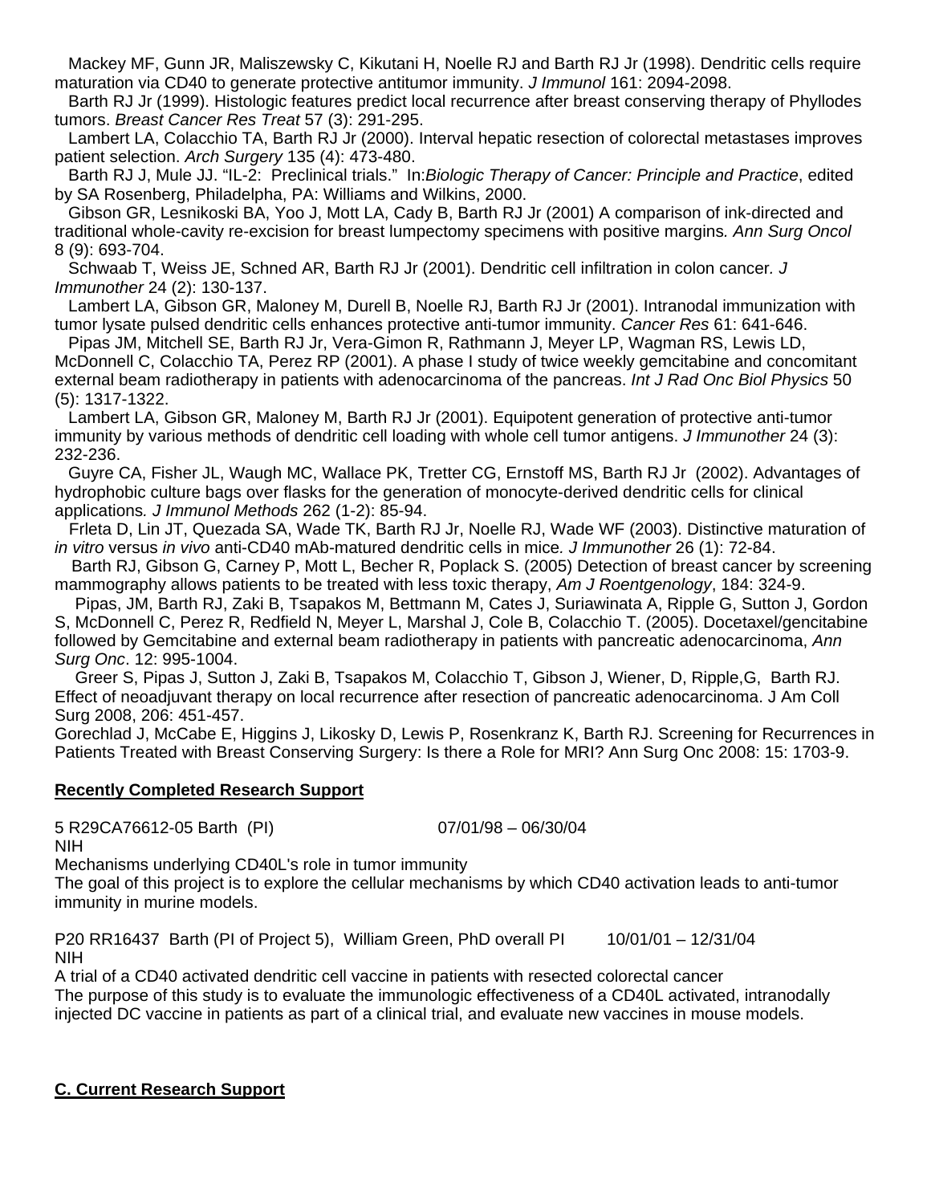Mackey MF, Gunn JR, Maliszewsky C, Kikutani H, Noelle RJ and Barth RJ Jr (1998). Dendritic cells require maturation via CD40 to generate protective antitumor immunity. *J Immunol* 161: 2094-2098.

Barth RJ Jr (1999). Histologic features predict local recurrence after breast conserving therapy of Phyllodes tumors. *Breast Cancer Res Treat* 57 (3): 291-295.

Lambert LA, Colacchio TA, Barth RJ Jr (2000). Interval hepatic resection of colorectal metastases improves patient selection. *Arch Surgery* 135 (4): 473-480.

Barth RJ J, Mule JJ. "IL-2: Preclinical trials." In:*Biologic Therapy of Cancer: Principle and Practice*, edited by SA Rosenberg, Philadelpha, PA: Williams and Wilkins, 2000.

Gibson GR, Lesnikoski BA, Yoo J, Mott LA, Cady B, Barth RJ Jr (2001) A comparison of ink-directed and traditional whole-cavity re-excision for breast lumpectomy specimens with positive margins*. Ann Surg Oncol* 8 (9): 693-704.

Schwaab T, Weiss JE, Schned AR, Barth RJ Jr (2001). Dendritic cell infiltration in colon cancer*. J Immunother* 24 (2): 130-137.

Lambert LA, Gibson GR, Maloney M, Durell B, Noelle RJ, Barth RJ Jr (2001). Intranodal immunization with tumor lysate pulsed dendritic cells enhances protective anti-tumor immunity. *Cancer Res* 61: 641-646.

Pipas JM, Mitchell SE, Barth RJ Jr, Vera-Gimon R, Rathmann J, Meyer LP, Wagman RS, Lewis LD, McDonnell C, Colacchio TA, Perez RP (2001). A phase I study of twice weekly gemcitabine and concomitant external beam radiotherapy in patients with adenocarcinoma of the pancreas. *Int J Rad Onc Biol Physics* 50 (5): 1317-1322.

Lambert LA, Gibson GR, Maloney M, Barth RJ Jr (2001). Equipotent generation of protective anti-tumor immunity by various methods of dendritic cell loading with whole cell tumor antigens. *J Immunother* 24 (3): 232-236.

Guyre CA, Fisher JL, Waugh MC, Wallace PK, Tretter CG, Ernstoff MS, Barth RJ Jr (2002). Advantages of hydrophobic culture bags over flasks for the generation of monocyte-derived dendritic cells for clinical applications*. J Immunol Methods* 262 (1-2): 85-94.

Frleta D, Lin JT, Quezada SA, Wade TK, Barth RJ Jr, Noelle RJ, Wade WF (2003). Distinctive maturation of *in vitro* versus *in vivo* anti-CD40 mAb-matured dendritic cells in mice*. J Immunother* 26 (1): 72-84.

Barth RJ, Gibson G, Carney P, Mott L, Becher R, Poplack S. (2005) Detection of breast cancer by screening mammography allows patients to be treated with less toxic therapy, *Am J Roentgenology*, 184: 324-9.

Pipas, JM, Barth RJ, Zaki B, Tsapakos M, Bettmann M, Cates J, Suriawinata A, Ripple G, Sutton J, Gordon S, McDonnell C, Perez R, Redfield N, Meyer L, Marshal J, Cole B, Colacchio T. (2005). Docetaxel/gencitabine followed by Gemcitabine and external beam radiotherapy in patients with pancreatic adenocarcinoma, *Ann Surg Onc*. 12: 995-1004.

Greer S, Pipas J, Sutton J, Zaki B, Tsapakos M, Colacchio T, Gibson J, Wiener, D, Ripple,G, Barth RJ. Effect of neoadjuvant therapy on local recurrence after resection of pancreatic adenocarcinoma. J Am Coll Surg 2008, 206: 451-457.

Gorechlad J, McCabe E, Higgins J, Likosky D, Lewis P, Rosenkranz K, Barth RJ. Screening for Recurrences in Patients Treated with Breast Conserving Surgery: Is there a Role for MRI? Ann Surg Onc 2008: 15: 1703-9.

**<u>Recently Completed Research Support</u>**

5 R29CA76612-05 Barth (PI) 07/01/98 – 06/30/04
NIH
Mechanisms underlying CD40L's role in tumor immunity
The goal of this project is to explore the cellular mechanisms by which CD40 activation leads to anti-tumor immunity in murine models.

P20 RR16437 Barth (PI of Project 5), William Green, PhD overall PI 10/01/01 – 12/31/04
NIH
A trial of a CD40 activated dendritic cell vaccine in patients with resected colorectal cancer
The purpose of this study is to evaluate the immunologic effectiveness of a CD40L activated, intranodally injected DC vaccine in patients as part of a clinical trial, and evaluate new vaccines in mouse models.

**<u>C. Current Research Support</u>**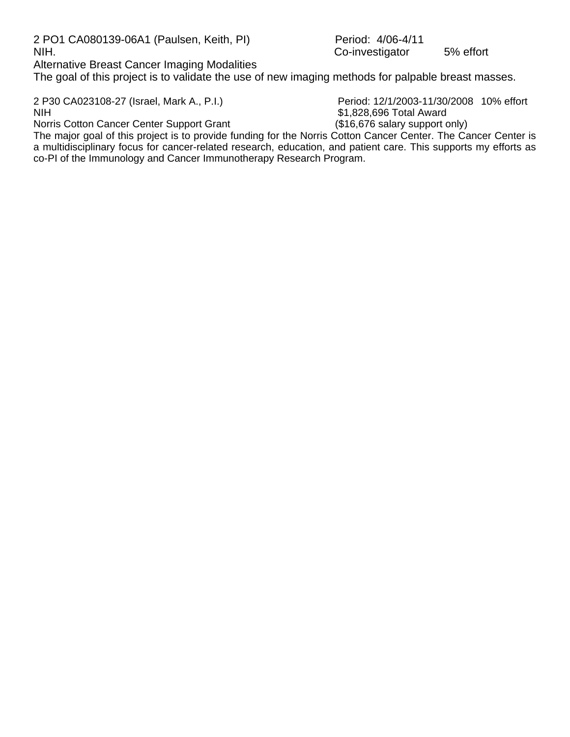2 PO1 CA080139-06A1 (Paulsen, Keith, PI) Period: 4/06-4/11
NIH. Co-investigator 5% effort
Alternative Breast Cancer Imaging Modalities
The goal of this project is to validate the use of new imaging methods for palpable breast masses.

2 P30 CA023108-27 (Israel, Mark A., P.I.) Period: 12/1/2003-11/30/2008 10% effort
NIH $1,828,696 Total Award
Norris Cotton Cancer Center Support Grant ($16,676 salary support only)
The major goal of this project is to provide funding for the Norris Cotton Cancer Center. The Cancer Center is a multidisciplinary focus for cancer-related research, education, and patient care. This supports my efforts as co-PI of the Immunology and Cancer Immunotherapy Research Program.